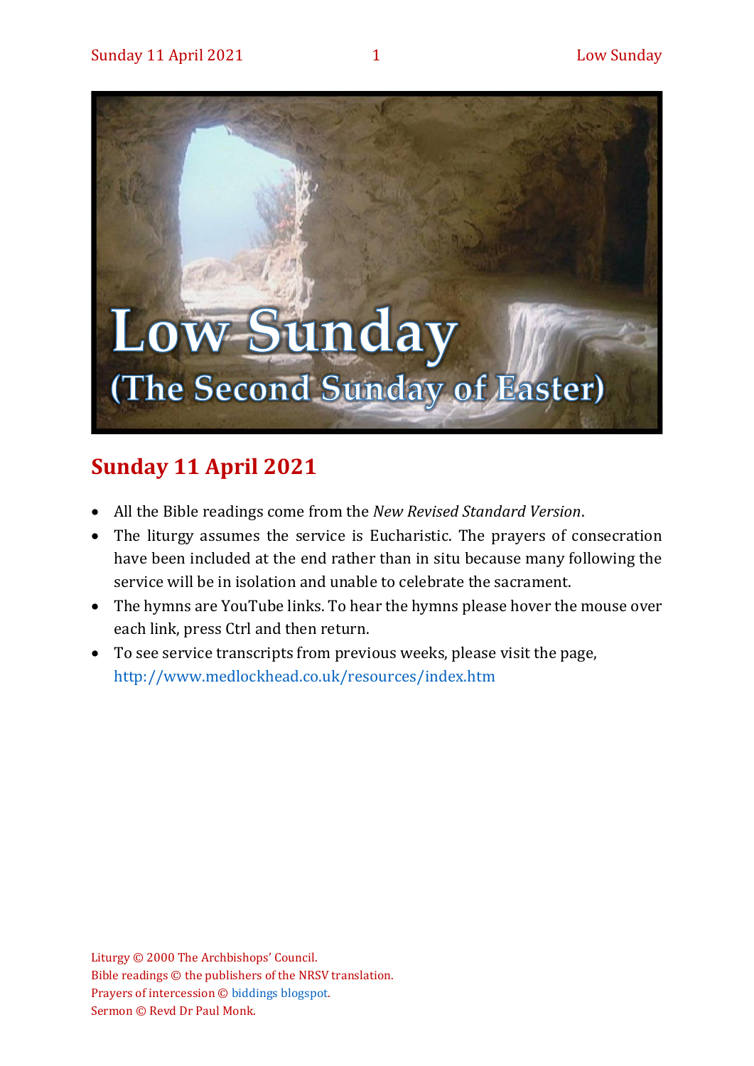# Low Sunday

## (The Second Sunday of Easter)

## Sunday 11 April 2021

- All the Bible readings come from the *New Revised Standard Version*.
- The liturgy assumes the service is Eucharistic. The prayers of consecration have been included at the end rather than in situ because many following the service will be in isolation and unable to celebrate the sacrament.
- The hymns are YouTube links. To hear the hymns please hover the mouse over each link, press Ctrl and then return.
- To see service transcripts from previous weeks, please visit the page, http://www.medlockhead.co.uk/resources/index.htm

Liturgy © 2000 The Archbishops' Council.
Bible readings © the publishers of the NRSV translation.
Prayers of intercession © biddings blogspot.
Sermon © Revd Dr Paul Monk.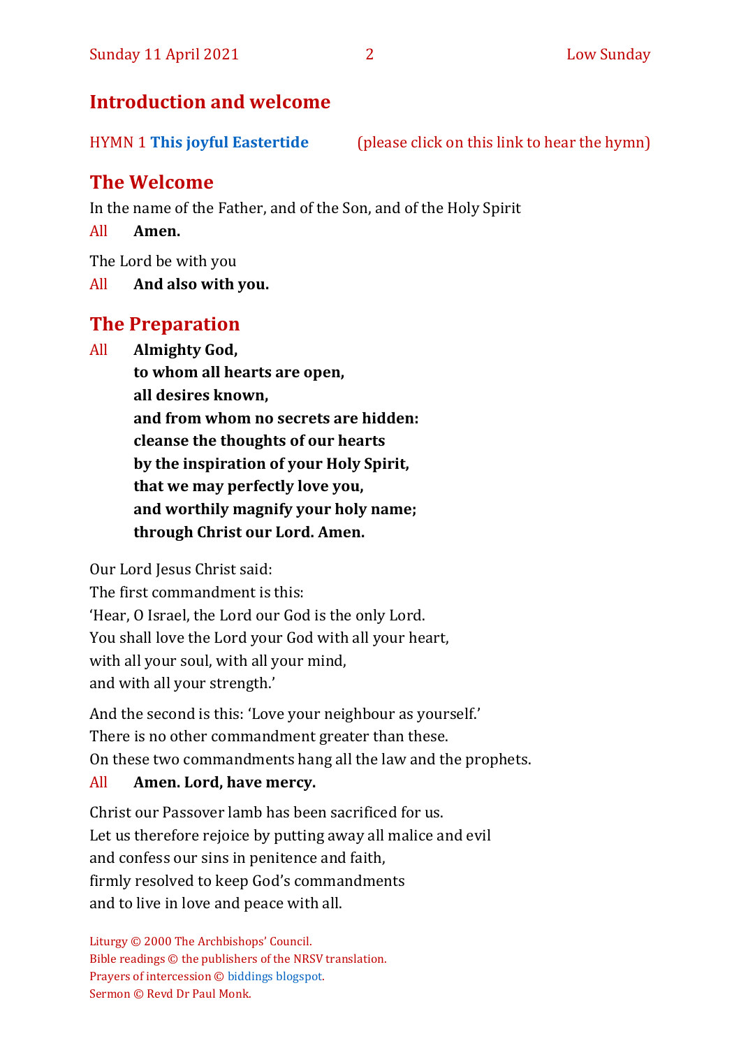## Introduction and welcome

HYMN 1 **This joyful Eastertide** (please click on this link to hear the hymn)

## The Welcome

In the name of the Father, and of the Son, and of the Holy Spirit

All **Amen.**

The Lord be with you

All **And also with you.**

## The Preparation

All **Almighty God,**
**to whom all hearts are open,**
**all desires known,**
**and from whom no secrets are hidden:**
**cleanse the thoughts of our hearts**
**by the inspiration of your Holy Spirit,**
**that we may perfectly love you,**
**and worthily magnify your holy name;**
**through Christ our Lord. Amen.**

Our Lord Jesus Christ said:
The first commandment is this:
'Hear, O Israel, the Lord our God is the only Lord.
You shall love the Lord your God with all your heart,
with all your soul, with all your mind,
and with all your strength.'

And the second is this: 'Love your neighbour as yourself.'
There is no other commandment greater than these.
On these two commandments hang all the law and the prophets.

All **Amen. Lord, have mercy.**

Christ our Passover lamb has been sacrificed for us.
Let us therefore rejoice by putting away all malice and evil
and confess our sins in penitence and faith,
firmly resolved to keep God's commandments
and to live in love and peace with all.

Liturgy © 2000 The Archbishops' Council.
Bible readings © the publishers of the NRSV translation.
Prayers of intercession © biddings blogspot.
Sermon © Revd Dr Paul Monk.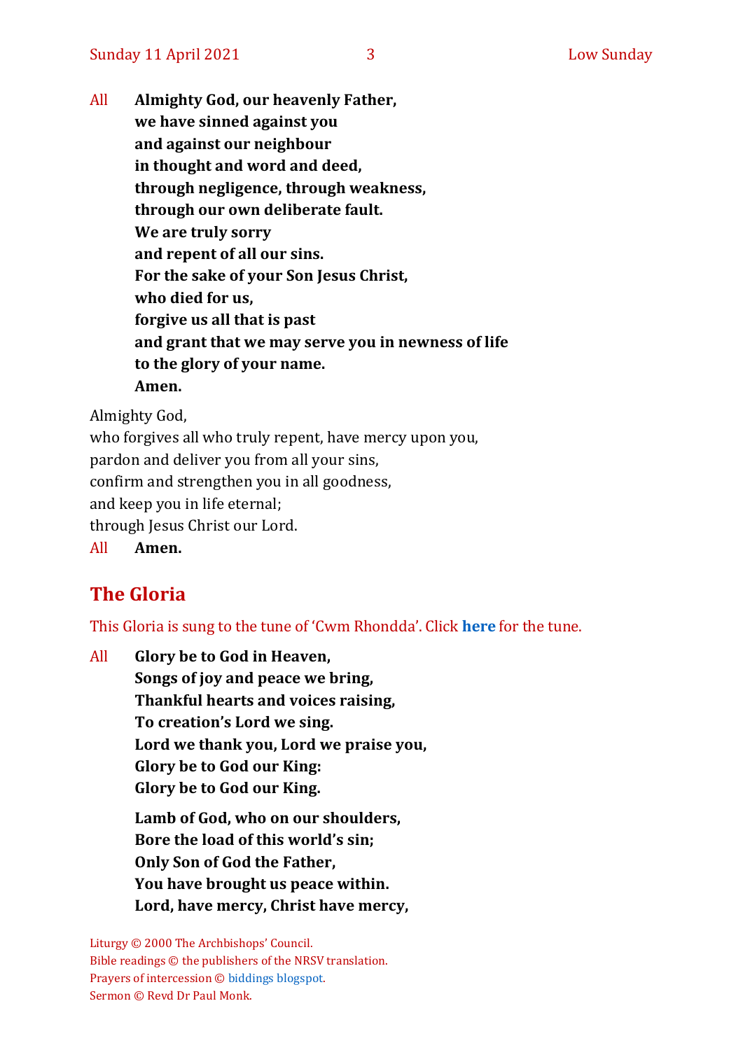All **Almighty God, our heavenly Father,**
**we have sinned against you**
**and against our neighbour**
**in thought and word and deed,**
**through negligence, through weakness,**
**through our own deliberate fault.**
**We are truly sorry**
**and repent of all our sins.**
**For the sake of your Son Jesus Christ,**
**who died for us,**
**forgive us all that is past**
**and grant that we may serve you in newness of life**
**to the glory of your name.**
**Amen.**

Almighty God,
who forgives all who truly repent, have mercy upon you,
pardon and deliver you from all your sins,
confirm and strengthen you in all goodness,
and keep you in life eternal;
through Jesus Christ our Lord.

All **Amen.**

## The Gloria

This Gloria is sung to the tune of 'Cwm Rhondda'. Click **here** for the tune.

All **Glory be to God in Heaven,**
**Songs of joy and peace we bring,**
**Thankful hearts and voices raising,**
**To creation's Lord we sing.**
**Lord we thank you, Lord we praise you,**
**Glory be to God our King:**
**Glory be to God our King.**

**Lamb of God, who on our shoulders,**
**Bore the load of this world's sin;**
**Only Son of God the Father,**
**You have brought us peace within.**
**Lord, have mercy, Christ have mercy,**

Liturgy © 2000 The Archbishops' Council.
Bible readings © the publishers of the NRSV translation.
Prayers of intercession © biddings blogspot.
Sermon © Revd Dr Paul Monk.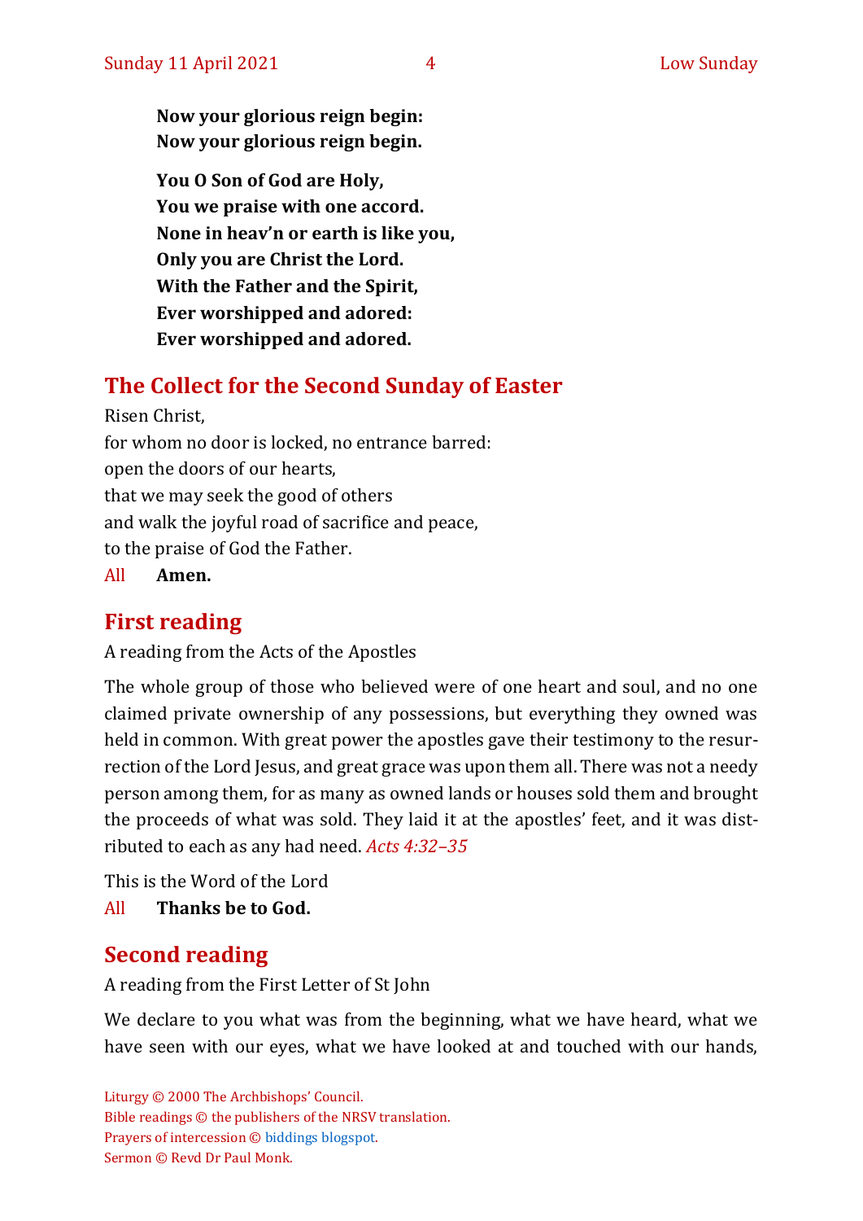**Now your glorious reign begin:**
**Now your glorious reign begin.**

**You O Son of God are Holy,**
**You we praise with one accord.**
**None in heav'n or earth is like you,**
**Only you are Christ the Lord.**
**With the Father and the Spirit,**
**Ever worshipped and adored:**
**Ever worshipped and adored.**

## The Collect for the Second Sunday of Easter

Risen Christ,
for whom no door is locked, no entrance barred:
open the doors of our hearts,
that we may seek the good of others
and walk the joyful road of sacrifice and peace,
to the praise of God the Father.

All **Amen.**

## First reading

A reading from the Acts of the Apostles

The whole group of those who believed were of one heart and soul, and no one claimed private ownership of any possessions, but everything they owned was held in common. With great power the apostles gave their testimony to the resurrection of the Lord Jesus, and great grace was upon them all. There was not a needy person among them, for as many as owned lands or houses sold them and brought the proceeds of what was sold. They laid it at the apostles' feet, and it was distributed to each as any had need. *Acts 4:32–35*

This is the Word of the Lord

All **Thanks be to God.**

## Second reading

A reading from the First Letter of St John

We declare to you what was from the beginning, what we have heard, what we have seen with our eyes, what we have looked at and touched with our hands,

Liturgy © 2000 The Archbishops' Council.
Bible readings © the publishers of the NRSV translation.
Prayers of intercession © biddings blogspot.
Sermon © Revd Dr Paul Monk.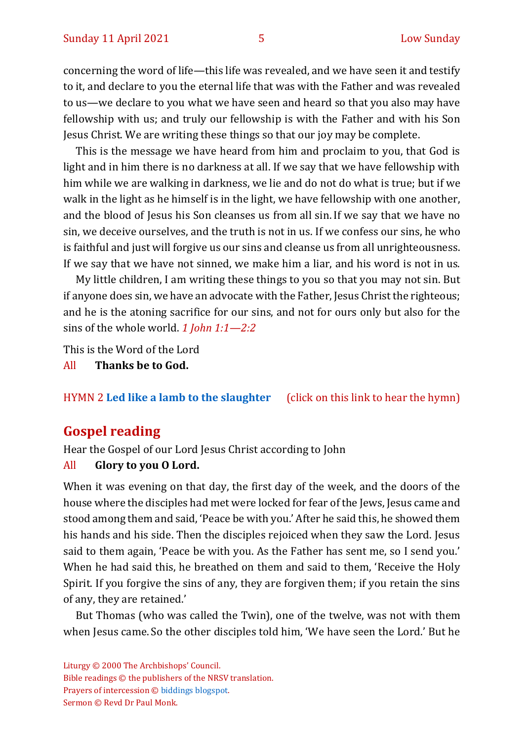concerning the word of life—this life was revealed, and we have seen it and testify to it, and declare to you the eternal life that was with the Father and was revealed to us—we declare to you what we have seen and heard so that you also may have fellowship with us; and truly our fellowship is with the Father and with his Son Jesus Christ. We are writing these things so that our joy may be complete.

This is the message we have heard from him and proclaim to you, that God is light and in him there is no darkness at all. If we say that we have fellowship with him while we are walking in darkness, we lie and do not do what is true; but if we walk in the light as he himself is in the light, we have fellowship with one another, and the blood of Jesus his Son cleanses us from all sin. If we say that we have no sin, we deceive ourselves, and the truth is not in us. If we confess our sins, he who is faithful and just will forgive us our sins and cleanse us from all unrighteousness. If we say that we have not sinned, we make him a liar, and his word is not in us.

My little children, I am writing these things to you so that you may not sin. But if anyone does sin, we have an advocate with the Father, Jesus Christ the righteous; and he is the atoning sacrifice for our sins, and not for ours only but also for the sins of the whole world. *1 John 1:1—2:2*

This is the Word of the Lord
All **Thanks be to God.**

HYMN 2 **Led like a lamb to the slaughter** (click on this link to hear the hymn)

## Gospel reading

Hear the Gospel of our Lord Jesus Christ according to John
All **Glory to you O Lord.**

When it was evening on that day, the first day of the week, and the doors of the house where the disciples had met were locked for fear of the Jews, Jesus came and stood among them and said, 'Peace be with you.' After he said this, he showed them his hands and his side. Then the disciples rejoiced when they saw the Lord. Jesus said to them again, 'Peace be with you. As the Father has sent me, so I send you.' When he had said this, he breathed on them and said to them, 'Receive the Holy Spirit. If you forgive the sins of any, they are forgiven them; if you retain the sins of any, they are retained.'

But Thomas (who was called the Twin), one of the twelve, was not with them when Jesus came. So the other disciples told him, 'We have seen the Lord.' But he

Liturgy © 2000 The Archbishops' Council.
Bible readings © the publishers of the NRSV translation.
Prayers of intercession © biddings blogspot.
Sermon © Revd Dr Paul Monk.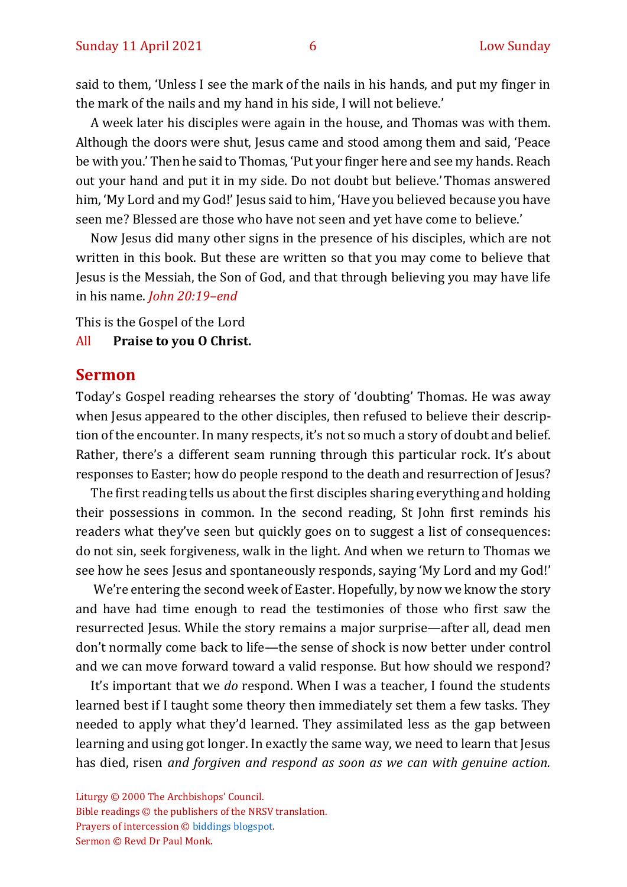said to them, 'Unless I see the mark of the nails in his hands, and put my finger in the mark of the nails and my hand in his side, I will not believe.'

A week later his disciples were again in the house, and Thomas was with them. Although the doors were shut, Jesus came and stood among them and said, 'Peace be with you.' Then he said to Thomas, 'Put your finger here and see my hands. Reach out your hand and put it in my side. Do not doubt but believe.' Thomas answered him, 'My Lord and my God!' Jesus said to him, 'Have you believed because you have seen me? Blessed are those who have not seen and yet have come to believe.'

Now Jesus did many other signs in the presence of his disciples, which are not written in this book. But these are written so that you may come to believe that Jesus is the Messiah, the Son of God, and that through believing you may have life in his name. *John 20:19–end*

This is the Gospel of the Lord

All **Praise to you O Christ.**

## Sermon

Today's Gospel reading rehearses the story of 'doubting' Thomas. He was away when Jesus appeared to the other disciples, then refused to believe their description of the encounter. In many respects, it's not so much a story of doubt and belief. Rather, there's a different seam running through this particular rock. It's about responses to Easter; how do people respond to the death and resurrection of Jesus?

The first reading tells us about the first disciples sharing everything and holding their possessions in common. In the second reading, St John first reminds his readers what they've seen but quickly goes on to suggest a list of consequences: do not sin, seek forgiveness, walk in the light. And when we return to Thomas we see how he sees Jesus and spontaneously responds, saying 'My Lord and my God!'

We're entering the second week of Easter. Hopefully, by now we know the story and have had time enough to read the testimonies of those who first saw the resurrected Jesus. While the story remains a major surprise—after all, dead men don't normally come back to life—the sense of shock is now better under control and we can move forward toward a valid response. But how should we respond?

It's important that we *do* respond. When I was a teacher, I found the students learned best if I taught some theory then immediately set them a few tasks. They needed to apply what they'd learned. They assimilated less as the gap between learning and using got longer. In exactly the same way, we need to learn that Jesus has died, risen *and forgiven and respond as soon as we can with genuine action.*

Liturgy © 2000 The Archbishops' Council.
Bible readings © the publishers of the NRSV translation.
Prayers of intercession © biddings blogspot.
Sermon © Revd Dr Paul Monk.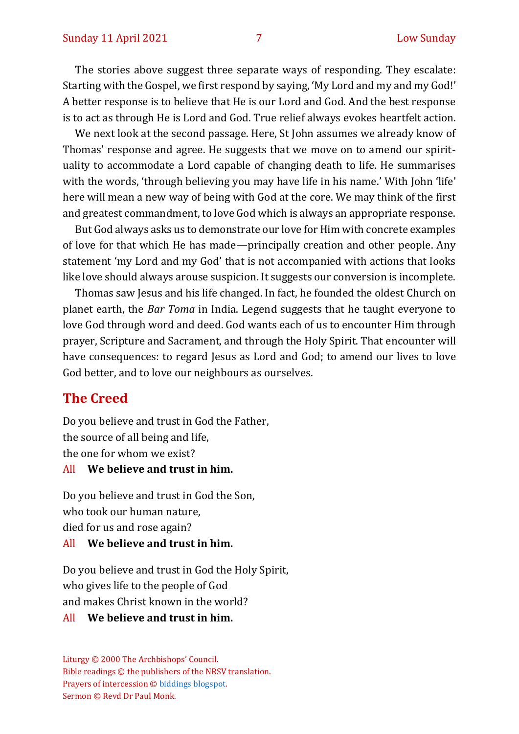The stories above suggest three separate ways of responding. They escalate: Starting with the Gospel, we first respond by saying, 'My Lord and my and my God!' A better response is to believe that He is our Lord and God. And the best response is to act as through He is Lord and God. True relief always evokes heartfelt action.

We next look at the second passage. Here, St John assumes we already know of Thomas' response and agree. He suggests that we move on to amend our spirituality to accommodate a Lord capable of changing death to life. He summarises with the words, 'through believing you may have life in his name.' With John 'life' here will mean a new way of being with God at the core. We may think of the first and greatest commandment, to love God which is always an appropriate response.

But God always asks us to demonstrate our love for Him with concrete examples of love for that which He has made—principally creation and other people. Any statement 'my Lord and my God' that is not accompanied with actions that looks like love should always arouse suspicion. It suggests our conversion is incomplete.

Thomas saw Jesus and his life changed. In fact, he founded the oldest Church on planet earth, the *Bar Toma* in India. Legend suggests that he taught everyone to love God through word and deed. God wants each of us to encounter Him through prayer, Scripture and Sacrament, and through the Holy Spirit. That encounter will have consequences: to regard Jesus as Lord and God; to amend our lives to love God better, and to love our neighbours as ourselves.

## The Creed

Do you believe and trust in God the Father,
the source of all being and life,
the one for whom we exist?

All **We believe and trust in him.**

Do you believe and trust in God the Son,
who took our human nature,
died for us and rose again?

All **We believe and trust in him.**

Do you believe and trust in God the Holy Spirit,
who gives life to the people of God
and makes Christ known in the world?

All **We believe and trust in him.**

Liturgy © 2000 The Archbishops' Council.
Bible readings © the publishers of the NRSV translation.
Prayers of intercession © biddings blogspot.
Sermon © Revd Dr Paul Monk.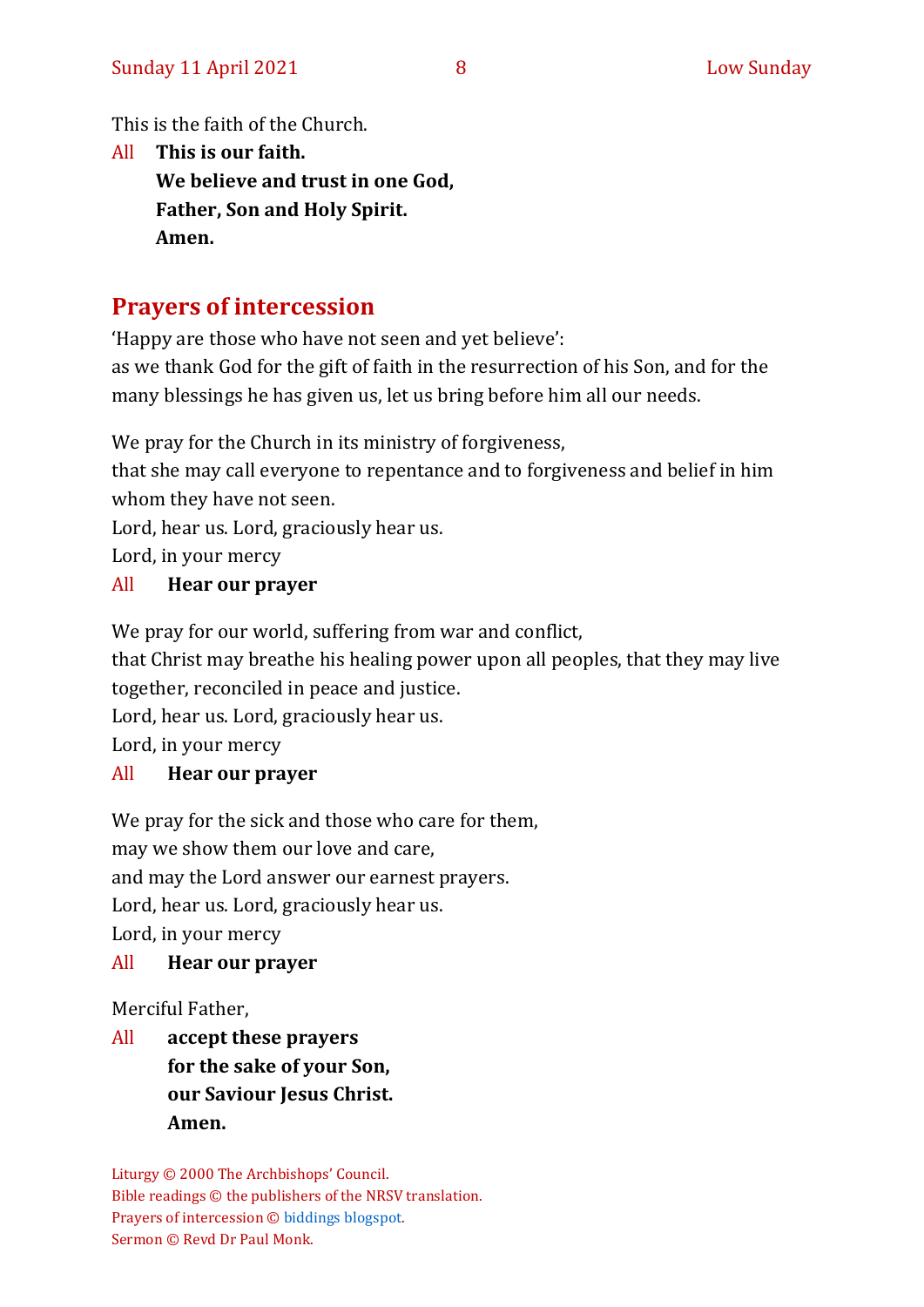This is the faith of the Church.

All **This is our faith.**
**We believe and trust in one God,**
**Father, Son and Holy Spirit.**
**Amen.**

## Prayers of intercession

'Happy are those who have not seen and yet believe':
as we thank God for the gift of faith in the resurrection of his Son, and for the many blessings he has given us, let us bring before him all our needs.

We pray for the Church in its ministry of forgiveness,
that she may call everyone to repentance and to forgiveness and belief in him whom they have not seen.
Lord, hear us. Lord, graciously hear us.
Lord, in your mercy

All **Hear our prayer**

We pray for our world, suffering from war and conflict,
that Christ may breathe his healing power upon all peoples, that they may live together, reconciled in peace and justice.
Lord, hear us. Lord, graciously hear us.
Lord, in your mercy

All **Hear our prayer**

We pray for the sick and those who care for them,
may we show them our love and care,
and may the Lord answer our earnest prayers.
Lord, hear us. Lord, graciously hear us.
Lord, in your mercy

All **Hear our prayer**

Merciful Father,

All **accept these prayers**
**for the sake of your Son,**
**our Saviour Jesus Christ.**
**Amen.**

Liturgy © 2000 The Archbishops' Council.
Bible readings © the publishers of the NRSV translation.
Prayers of intercession © biddings blogspot.
Sermon © Revd Dr Paul Monk.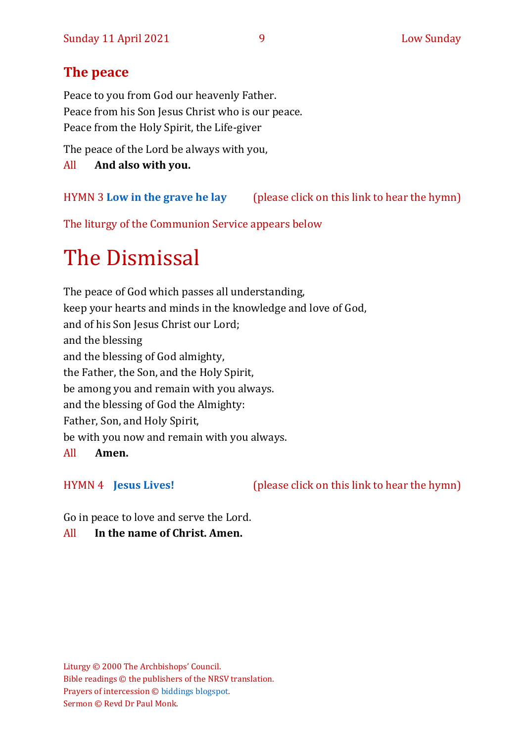## The peace

Peace to you from God our heavenly Father.
Peace from his Son Jesus Christ who is our peace.
Peace from the Holy Spirit, the Life-giver

The peace of the Lord be always with you,
All **And also with you.**

HYMN 3 **Low in the grave he lay** (please click on this link to hear the hymn)

The liturgy of the Communion Service appears below

# The Dismissal

The peace of God which passes all understanding,
keep your hearts and minds in the knowledge and love of God,
and of his Son Jesus Christ our Lord;
and the blessing
and the blessing of God almighty,
the Father, the Son, and the Holy Spirit,
be among you and remain with you always.
and the blessing of God the Almighty:
Father, Son, and Holy Spirit,
be with you now and remain with you always.
All **Amen.**

HYMN 4 **Jesus Lives!** (please click on this link to hear the hymn)

Go in peace to love and serve the Lord.
All **In the name of Christ. Amen.**

Liturgy © 2000 The Archbishops' Council.
Bible readings © the publishers of the NRSV translation.
Prayers of intercession © biddings blogspot.
Sermon © Revd Dr Paul Monk.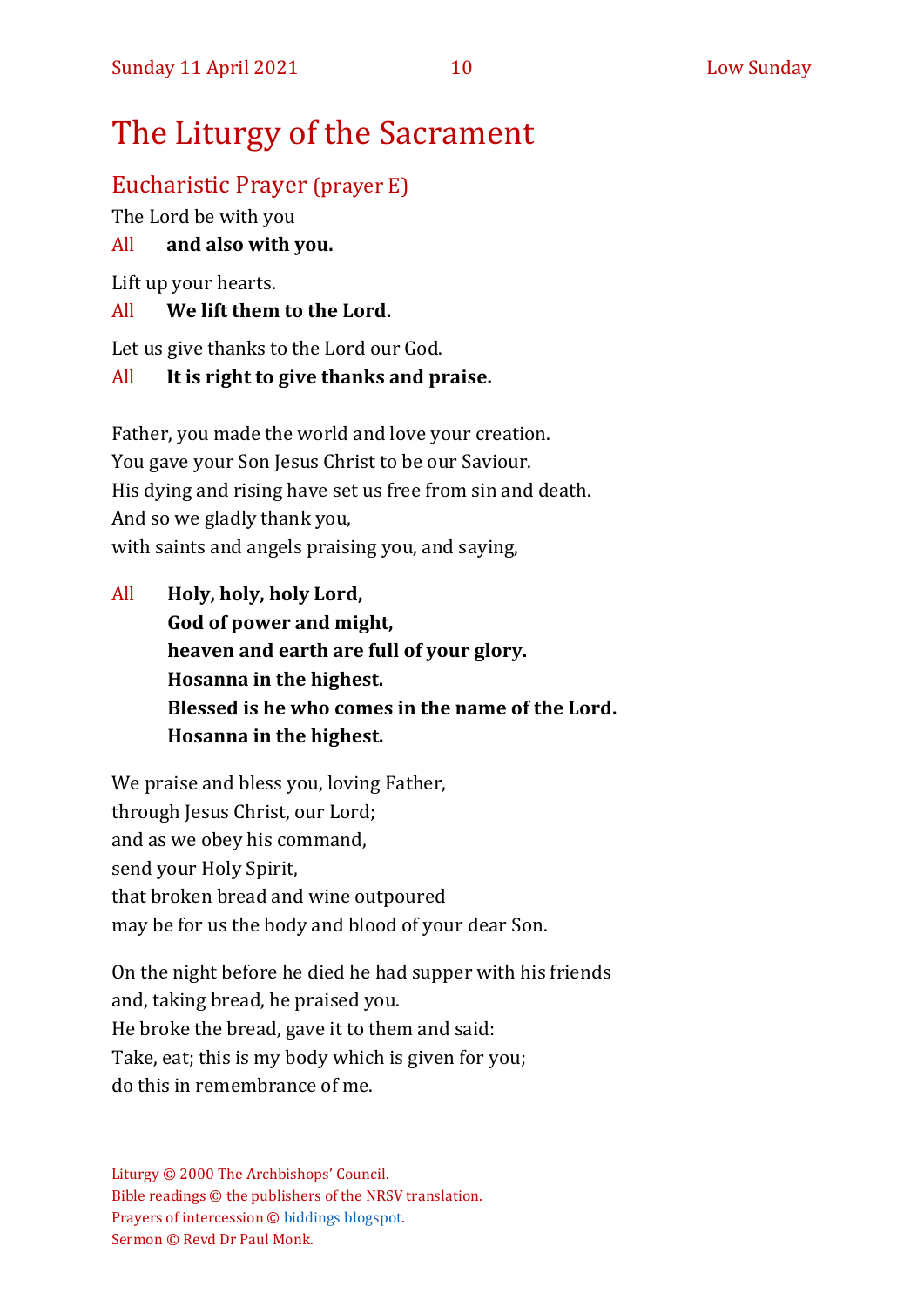# The Liturgy of the Sacrament

## Eucharistic Prayer (prayer E)

The Lord be with you

All **and also with you.**

Lift up your hearts.

All **We lift them to the Lord.**

Let us give thanks to the Lord our God.

All **It is right to give thanks and praise.**

Father, you made the world and love your creation.
You gave your Son Jesus Christ to be our Saviour.
His dying and rising have set us free from sin and death.
And so we gladly thank you,
with saints and angels praising you, and saying,

All **Holy, holy, holy Lord,**
**God of power and might,**
**heaven and earth are full of your glory.**
**Hosanna in the highest.**
**Blessed is he who comes in the name of the Lord.**
**Hosanna in the highest.**

We praise and bless you, loving Father,
through Jesus Christ, our Lord;
and as we obey his command,
send your Holy Spirit,
that broken bread and wine outpoured
may be for us the body and blood of your dear Son.

On the night before he died he had supper with his friends
and, taking bread, he praised you.
He broke the bread, gave it to them and said:
Take, eat; this is my body which is given for you;
do this in remembrance of me.

Liturgy © 2000 The Archbishops' Council.
Bible readings © the publishers of the NRSV translation.
Prayers of intercession © biddings blogspot.
Sermon © Revd Dr Paul Monk.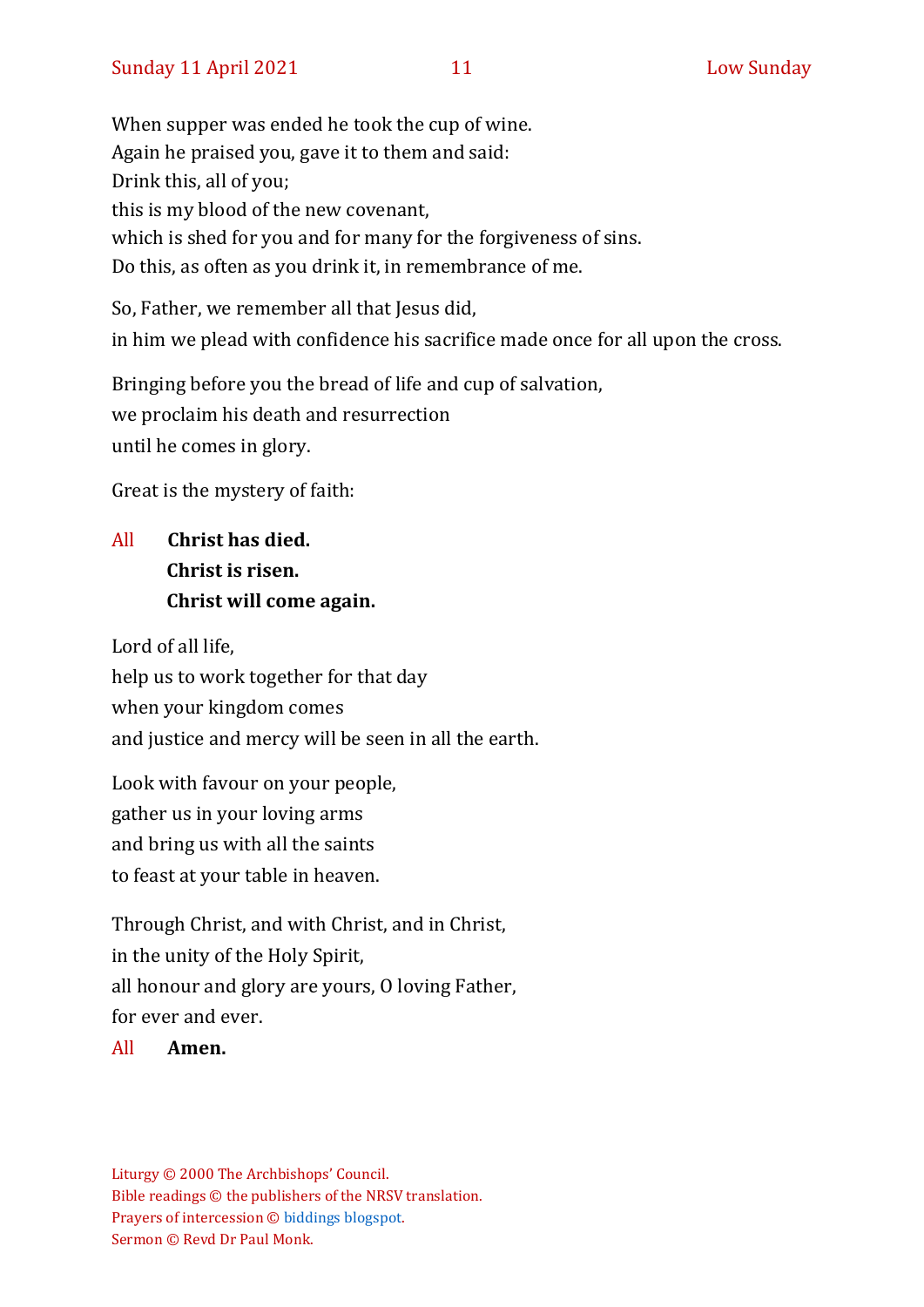When supper was ended he took the cup of wine.
Again he praised you, gave it to them and said:
Drink this, all of you;
this is my blood of the new covenant,
which is shed for you and for many for the forgiveness of sins.
Do this, as often as you drink it, in remembrance of me.

So, Father, we remember all that Jesus did,
in him we plead with confidence his sacrifice made once for all upon the cross.

Bringing before you the bread of life and cup of salvation,
we proclaim his death and resurrection
until he comes in glory.

Great is the mystery of faith:

All **Christ has died.**
**Christ is risen.**
**Christ will come again.**

Lord of all life,
help us to work together for that day
when your kingdom comes
and justice and mercy will be seen in all the earth.

Look with favour on your people,
gather us in your loving arms
and bring us with all the saints
to feast at your table in heaven.

Through Christ, and with Christ, and in Christ,
in the unity of the Holy Spirit,
all honour and glory are yours, O loving Father,
for ever and ever.

All **Amen.**

Liturgy © 2000 The Archbishops' Council.
Bible readings © the publishers of the NRSV translation.
Prayers of intercession © biddings blogspot.
Sermon © Revd Dr Paul Monk.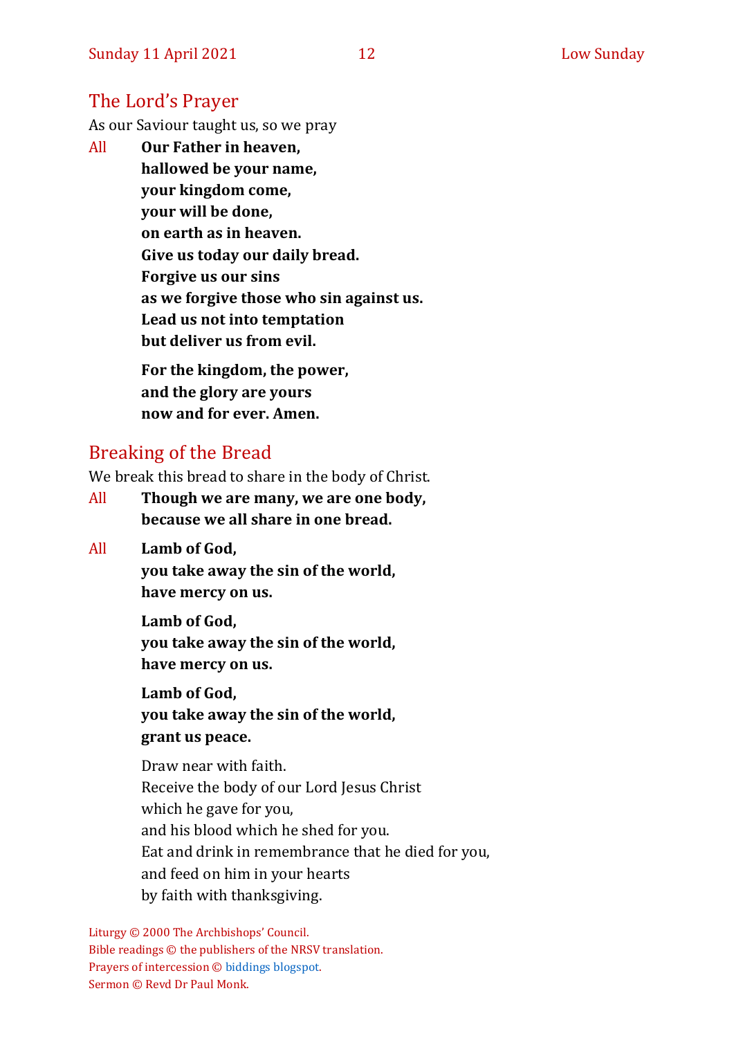## The Lord's Prayer

As our Saviour taught us, so we pray

All **Our Father in heaven,**
**hallowed be your name,**
**your kingdom come,**
**your will be done,**
**on earth as in heaven.**
**Give us today our daily bread.**
**Forgive us our sins**
**as we forgive those who sin against us.**
**Lead us not into temptation**
**but deliver us from evil.**

**For the kingdom, the power,**
**and the glory are yours**
**now and for ever. Amen.**

## Breaking of the Bread

We break this bread to share in the body of Christ.

All **Though we are many, we are one body,**
**because we all share in one bread.**

All **Lamb of God,**
**you take away the sin of the world,**
**have mercy on us.**

**Lamb of God,**
**you take away the sin of the world,**
**have mercy on us.**

**Lamb of God,**
**you take away the sin of the world,**
**grant us peace.**

Draw near with faith.
Receive the body of our Lord Jesus Christ
which he gave for you,
and his blood which he shed for you.
Eat and drink in remembrance that he died for you,
and feed on him in your hearts
by faith with thanksgiving.

Liturgy © 2000 The Archbishops' Council.
Bible readings © the publishers of the NRSV translation.
Prayers of intercession © biddings blogspot.
Sermon © Revd Dr Paul Monk.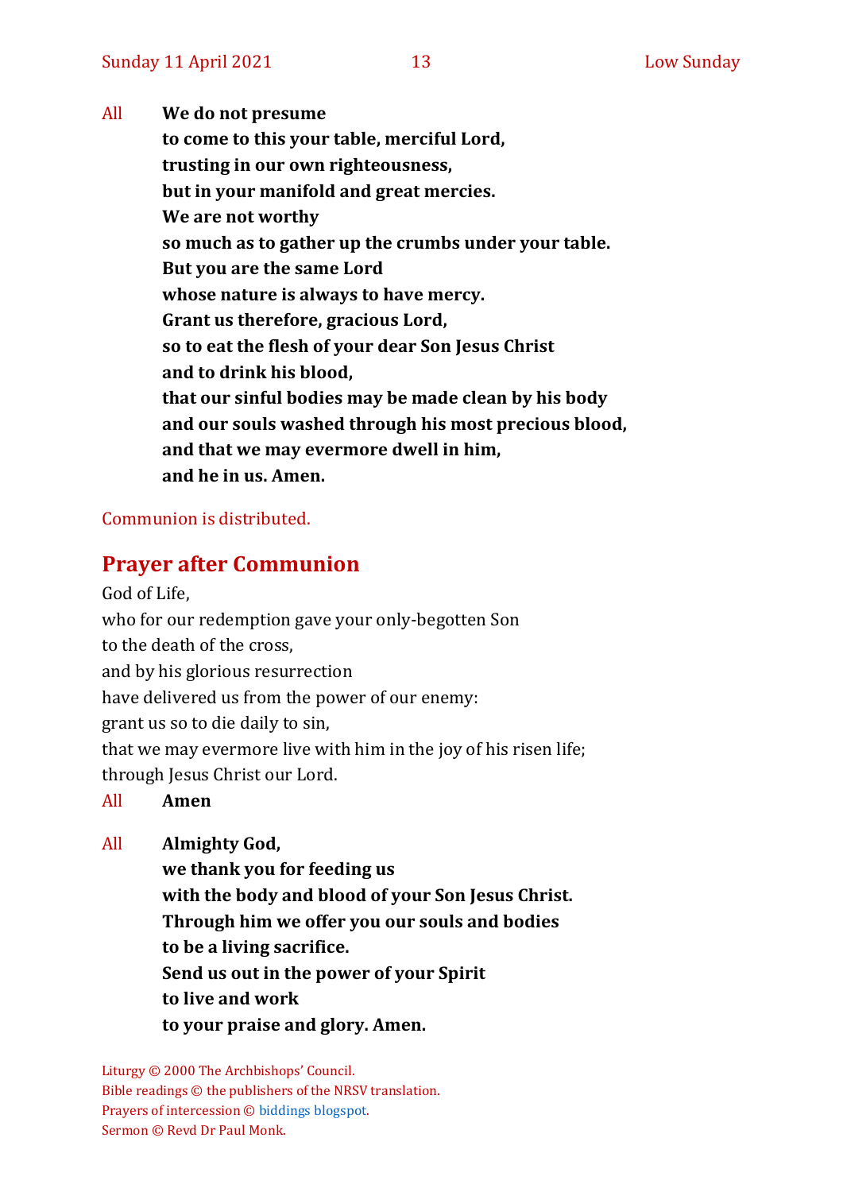All **We do not presume**
**to come to this your table, merciful Lord,**
**trusting in our own righteousness,**
**but in your manifold and great mercies.**
**We are not worthy**
**so much as to gather up the crumbs under your table.**
**But you are the same Lord**
**whose nature is always to have mercy.**
**Grant us therefore, gracious Lord,**
**so to eat the flesh of your dear Son Jesus Christ**
**and to drink his blood,**
**that our sinful bodies may be made clean by his body**
**and our souls washed through his most precious blood,**
**and that we may evermore dwell in him,**
**and he in us. Amen.**

Communion is distributed.

## Prayer after Communion

God of Life,
who for our redemption gave your only-begotten Son
to the death of the cross,
and by his glorious resurrection
have delivered us from the power of our enemy:
grant us so to die daily to sin,
that we may evermore live with him in the joy of his risen life;
through Jesus Christ our Lord.

All **Amen**

All **Almighty God,**
**we thank you for feeding us**
**with the body and blood of your Son Jesus Christ.**
**Through him we offer you our souls and bodies**
**to be a living sacrifice.**
**Send us out in the power of your Spirit**
**to live and work**
**to your praise and glory. Amen.**

Liturgy © 2000 The Archbishops' Council.
Bible readings © the publishers of the NRSV translation.
Prayers of intercession © biddings blogspot.
Sermon © Revd Dr Paul Monk.